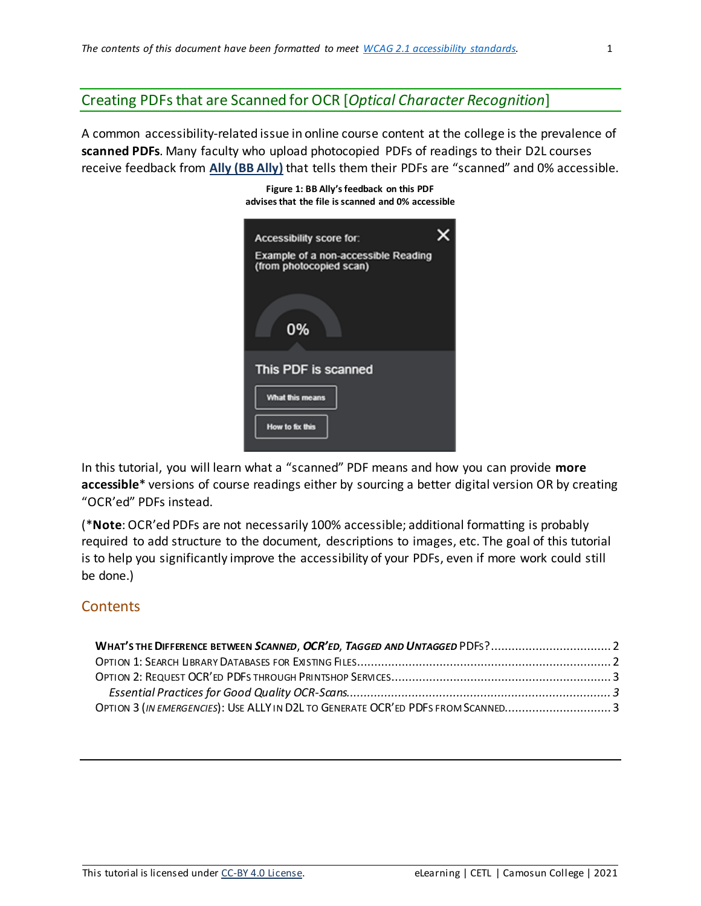## Creating PDFs that are Scanned for OCR [*Optical Character Recognition*]

A common accessibility-related issue in online course content at the college is the prevalence of **scanned PDFs**. Many faculty who upload photocopied PDFs of readings to their D2L courses receive feedback from **Ally (BB Ally)** that tells them their PDFs are "scanned" and 0% accessible.

**Figure 1: BB Ally's feedback on this PDF advises that the file is scanned and 0% accessible**

In this tutorial, you will learn what a "scanned" PDF means and how you can provide **more accessible*** versions of course readings either by sourcing a better digital version OR by creating "OCR'ed" PDFs instead.

(***Note**: OCR'ed PDFs are not necessarily 100% accessible; additional formatting is probably required to add structure to the document, descriptions to images, etc. The goal of this tutorial is to help you significantly improve the accessibility of your PDFs, even if more work could still be done.)

### Contents

- **What's the Difference between *Scanned*, *OCR'ed*, *Tagged* and *Untagged* PDFs?** .................. 2
- Option 1: Search Library Databases for Existing Files .................. 2
- Option 2: Request OCR'ed PDFs through Printshop Services .................. 3
  - *Essential Practices for Good Quality OCR-Scans* .................. *3*
- Option 3 (*in emergencies*): Use ALLY in D2L to Generate OCR'ed PDFs from Scanned .................. 3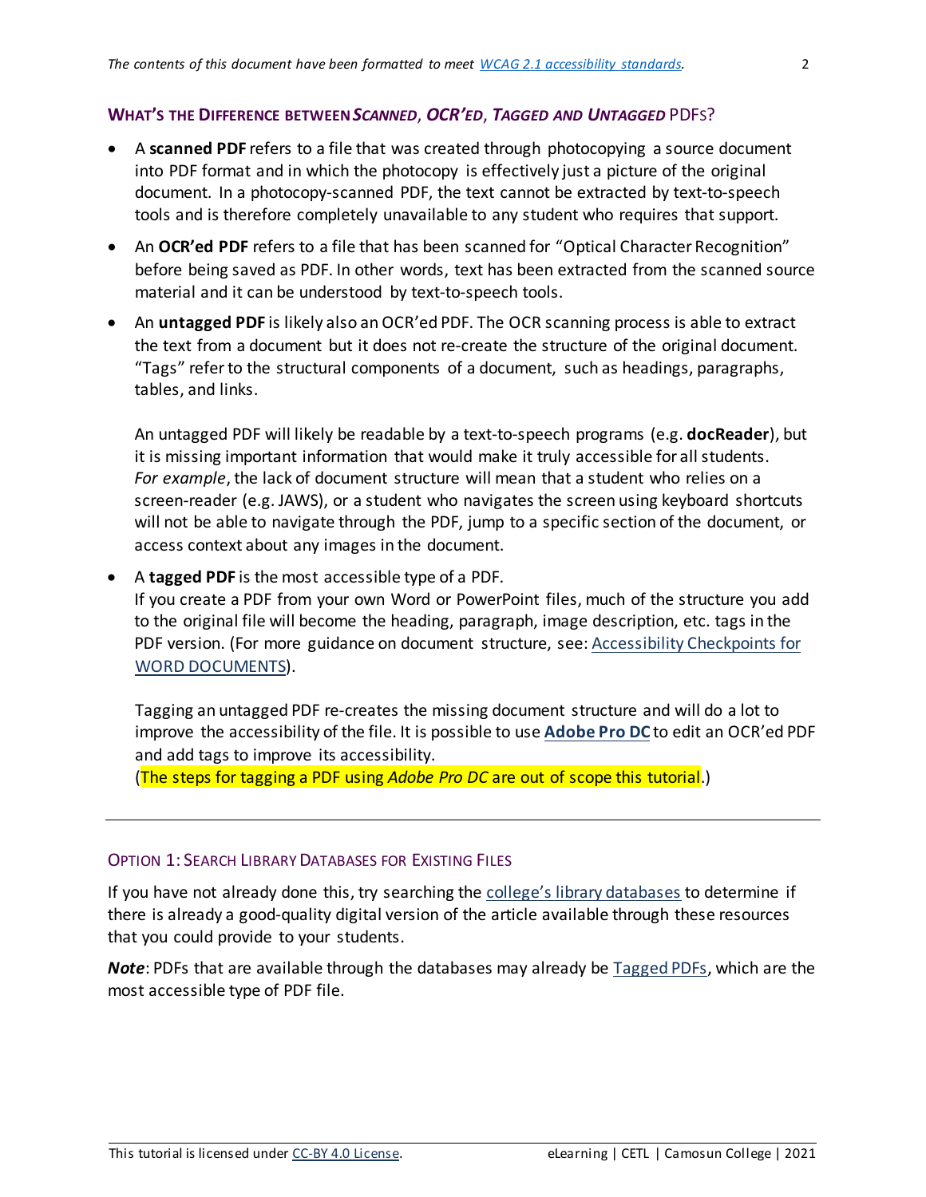## What's the Difference between *Scanned*, *OCR'ed*, *Tagged and Untagged* PDFs?

- A **scanned PDF** refers to a file that was created through photocopying a source document into PDF format and in which the photocopy is effectively just a picture of the original document. In a photocopy-scanned PDF, the text cannot be extracted by text-to-speech tools and is therefore completely unavailable to any student who requires that support.
- An **OCR'ed PDF** refers to a file that has been scanned for "Optical Character Recognition" before being saved as PDF. In other words, text has been extracted from the scanned source material and it can be understood by text-to-speech tools.
- An **untagged PDF** is likely also an OCR'ed PDF. The OCR scanning process is able to extract the text from a document but it does not re-create the structure of the original document. "Tags" refer to the structural components of a document, such as headings, paragraphs, tables, and links.

  An untagged PDF will likely be readable by a text-to-speech programs (e.g. **docReader**), but it is missing important information that would make it truly accessible for all students. *For example*, the lack of document structure will mean that a student who relies on a screen-reader (e.g. JAWS), or a student who navigates the screen using keyboard shortcuts will not be able to navigate through the PDF, jump to a specific section of the document, or access context about any images in the document.

- A **tagged PDF** is the most accessible type of a PDF.
  If you create a PDF from your own Word or PowerPoint files, much of the structure you add to the original file will become the heading, paragraph, image description, etc. tags in the PDF version. (For more guidance on document structure, see: [Accessibility Checkpoints for WORD DOCUMENTS](#)).

  Tagging an untagged PDF re-creates the missing document structure and will do a lot to improve the accessibility of the file. It is possible to use [**Adobe Pro DC**](#) to edit an OCR'ed PDF and add tags to improve its accessibility.
  (The steps for tagging a PDF using *Adobe Pro DC* are out of scope this tutorial.)

---

### Option 1: Search Library Databases for Existing Files

If you have not already done this, try searching the [college's library databases](#) to determine if there is already a good-quality digital version of the article available through these resources that you could provide to your students.

***Note***: PDFs that are available through the databases may already be [Tagged PDFs](#), which are the most accessible type of PDF file.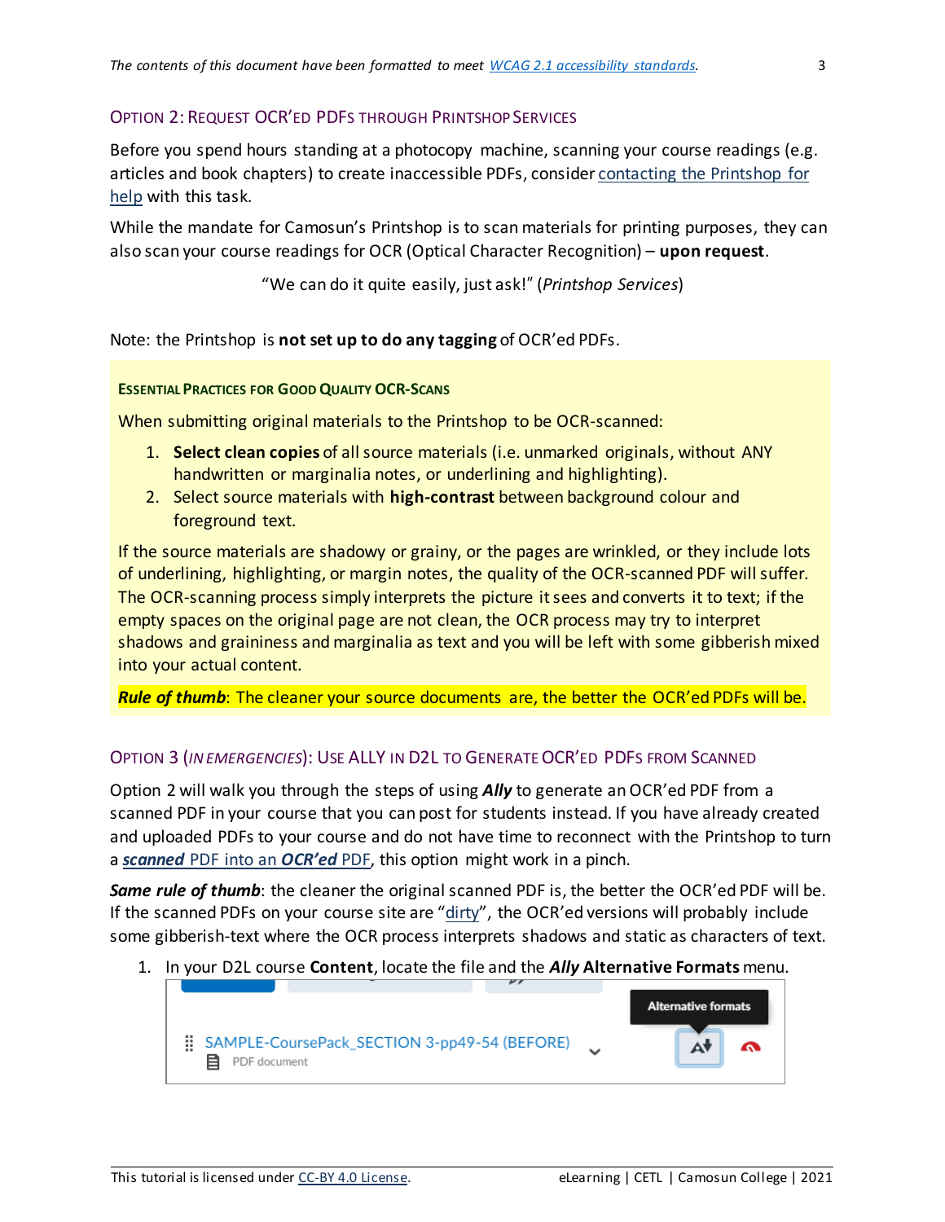### Option 2: Request OCR'ed PDFs through Printshop Services

Before you spend hours standing at a photocopy machine, scanning your course readings (e.g. articles and book chapters) to create inaccessible PDFs, consider contacting the Printshop for help with this task.

While the mandate for Camosun's Printshop is to scan materials for printing purposes, they can also scan your course readings for OCR (Optical Character Recognition) – **upon request**.

> "We can do it quite easily, just ask!" (*Printshop Services*)

Note: the Printshop is **not set up to do any tagging** of OCR'ed PDFs.

#### Essential Practices for Good Quality OCR-Scans

When submitting original materials to the Printshop to be OCR-scanned:

1. **Select clean copies** of all source materials (i.e. unmarked originals, without ANY handwritten or marginalia notes, or underlining and highlighting).
2. Select source materials with **high-contrast** between background colour and foreground text.

If the source materials are shadowy or grainy, or the pages are wrinkled, or they include lots of underlining, highlighting, or margin notes, the quality of the OCR-scanned PDF will suffer. The OCR-scanning process simply interprets the picture it sees and converts it to text; if the empty spaces on the original page are not clean, the OCR process may try to interpret shadows and graininess and marginalia as text and you will be left with some gibberish mixed into your actual content.

***Rule of thumb***: The cleaner your source documents are, the better the OCR'ed PDFs will be.

### Option 3 (*In Emergencies*): Use ALLY in D2L to Generate OCR'ed PDFs from Scanned

Option 2 will walk you through the steps of using ***Ally*** to generate an OCR'ed PDF from a scanned PDF in your course that you can post for students instead. If you have already created and uploaded PDFs to your course and do not have time to reconnect with the Printshop to turn a ***scanned*** PDF into an ***OCR'ed*** PDF, this option might work in a pinch.

***Same rule of thumb***: the cleaner the original scanned PDF is, the better the OCR'ed PDF will be. If the scanned PDFs on your course site are "dirty", the OCR'ed versions will probably include some gibberish-text where the OCR process interprets shadows and static as characters of text.

1. In your D2L course **Content**, locate the file and the ***Ally* Alternative Formats** menu.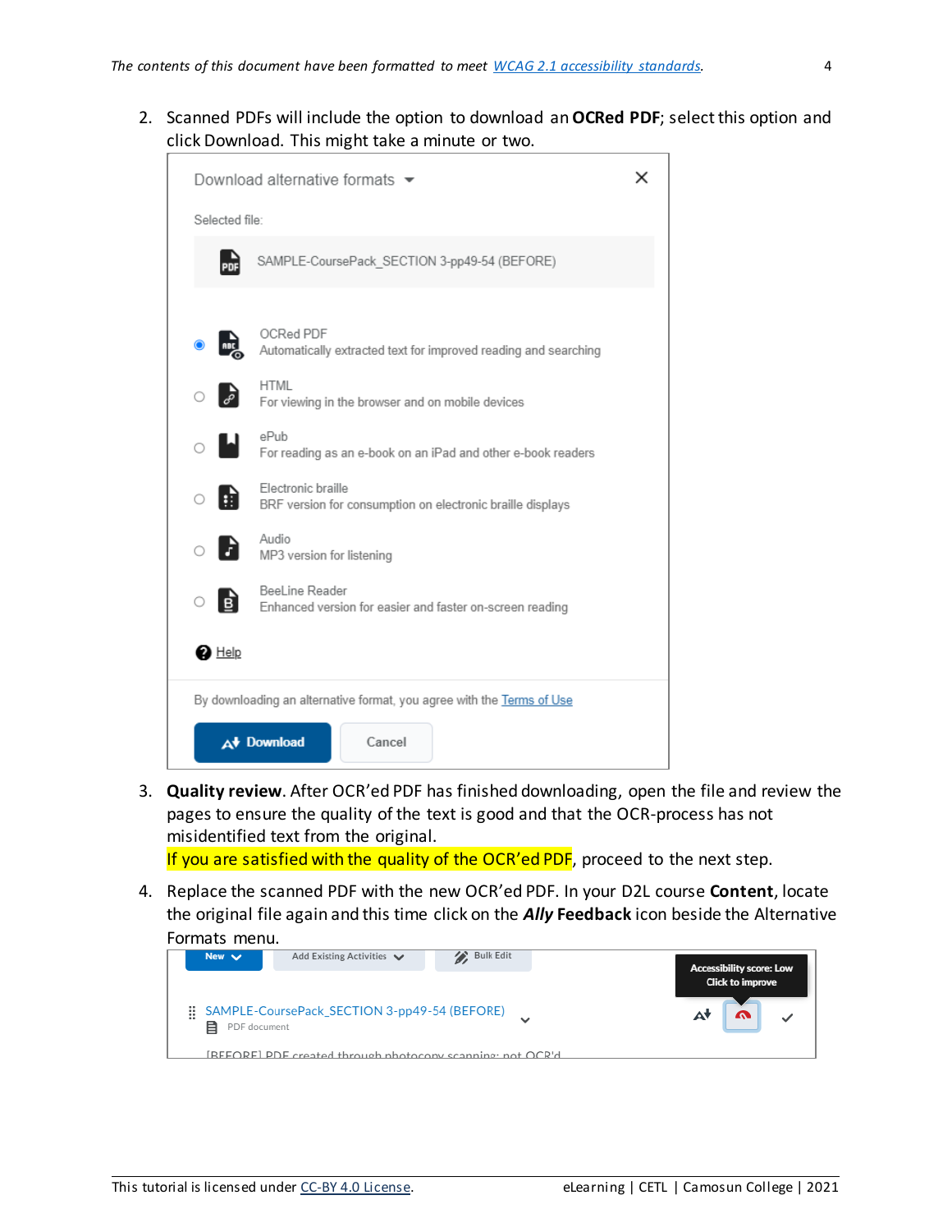2. Scanned PDFs will include the option to download an **OCRed PDF**; select this option and click Download. This might take a minute or two.

   Download alternative formats

   Selected file:

   SAMPLE-CoursePack_SECTION 3-pp49-54 (BEFORE)

   - OCRed PDF — Automatically extracted text for improved reading and searching
   - HTML — For viewing in the browser and on mobile devices
   - ePub — For reading as an e-book on an iPad and other e-book readers
   - Electronic braille — BRF version for consumption on electronic braille displays
   - Audio — MP3 version for listening
   - BeeLine Reader — Enhanced version for easier and faster on-screen reading

   Help

   By downloading an alternative format, you agree with the Terms of Use

   Download | Cancel

3. **Quality review**. After OCR'ed PDF has finished downloading, open the file and review the pages to ensure the quality of the text is good and that the OCR-process has not misidentified text from the original.
   If you are satisfied with the quality of the OCR'ed PDF, proceed to the next step.

4. Replace the scanned PDF with the new OCR'ed PDF. In your D2L course **Content**, locate the original file again and this time click on the ***Ally* Feedback** icon beside the Alternative Formats menu.

   New | Add Existing Activities | Bulk Edit

   Accessibility score: Low
   Click to improve

   SAMPLE-CoursePack_SECTION 3-pp49-54 (BEFORE)
   PDF document

   [BEFORE] PDF created through photocopy scanning; not OCR'd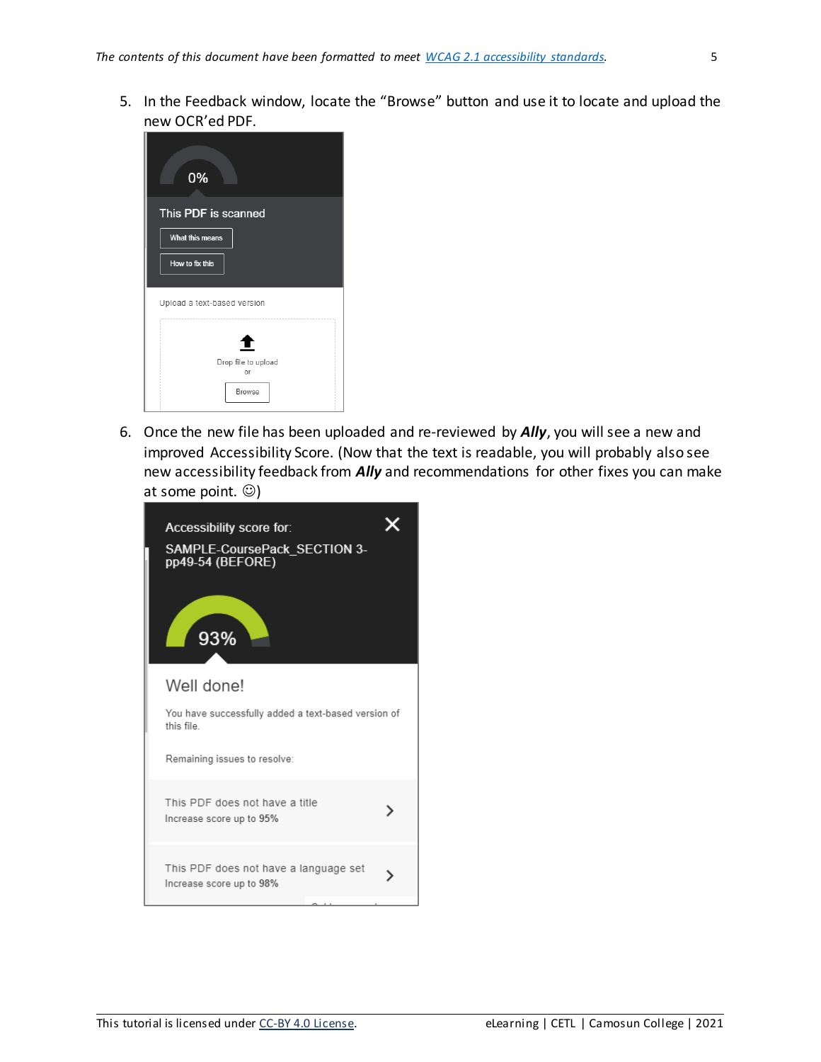5. In the Feedback window, locate the "Browse" button and use it to locate and upload the new OCR'ed PDF.

0%

This PDF is scanned

What this means

How to fix this

Upload a text-based version

Drop file to upload
or

Browse

6. Once the new file has been uploaded and re-reviewed by ***Ally***, you will see a new and improved Accessibility Score. (Now that the text is readable, you will probably also see new accessibility feedback from ***Ally*** and recommendations for other fixes you can make at some point. ☺)

Accessibility score for:

SAMPLE-CoursePack_SECTION 3-pp49-54 (BEFORE)

93%

Well done!

You have successfully added a text-based version of this file.

Remaining issues to resolve:

This PDF does not have a title
Increase score up to **95%**

This PDF does not have a language set
Increase score up to **98%**